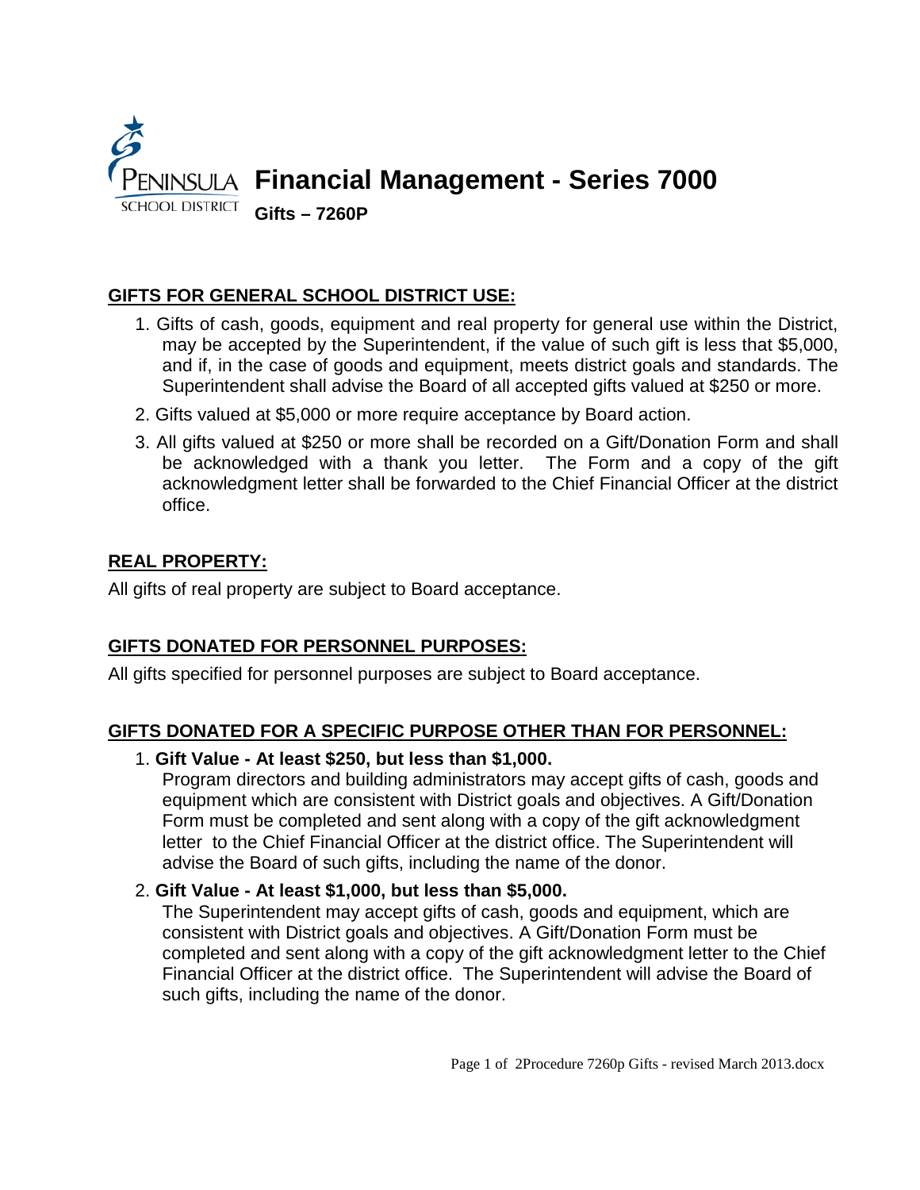# Financial Management - Series 7000

## Gifts – 7260P

### GIFTS FOR GENERAL SCHOOL DISTRICT USE:

1. Gifts of cash, goods, equipment and real property for general use within the District, may be accepted by the Superintendent, if the value of such gift is less that $5,000, and if, in the case of goods and equipment, meets district goals and standards. The Superintendent shall advise the Board of all accepted gifts valued at $250 or more.
2. Gifts valued at $5,000 or more require acceptance by Board action.
3. All gifts valued at $250 or more shall be recorded on a Gift/Donation Form and shall be acknowledged with a thank you letter. The Form and a copy of the gift acknowledgment letter shall be forwarded to the Chief Financial Officer at the district office.

### REAL PROPERTY:

All gifts of real property are subject to Board acceptance.

### GIFTS DONATED FOR PERSONNEL PURPOSES:

All gifts specified for personnel purposes are subject to Board acceptance.

### GIFTS DONATED FOR A SPECIFIC PURPOSE OTHER THAN FOR PERSONNEL:

1. **Gift Value - At least $250, but less than $1,000.**
   Program directors and building administrators may accept gifts of cash, goods and equipment which are consistent with District goals and objectives. A Gift/Donation Form must be completed and sent along with a copy of the gift acknowledgment letter to the Chief Financial Officer at the district office. The Superintendent will advise the Board of such gifts, including the name of the donor.
2. **Gift Value - At least $1,000, but less than $5,000.**
   The Superintendent may accept gifts of cash, goods and equipment, which are consistent with District goals and objectives. A Gift/Donation Form must be completed and sent along with a copy of the gift acknowledgment letter to the Chief Financial Officer at the district office. The Superintendent will advise the Board of such gifts, including the name of the donor.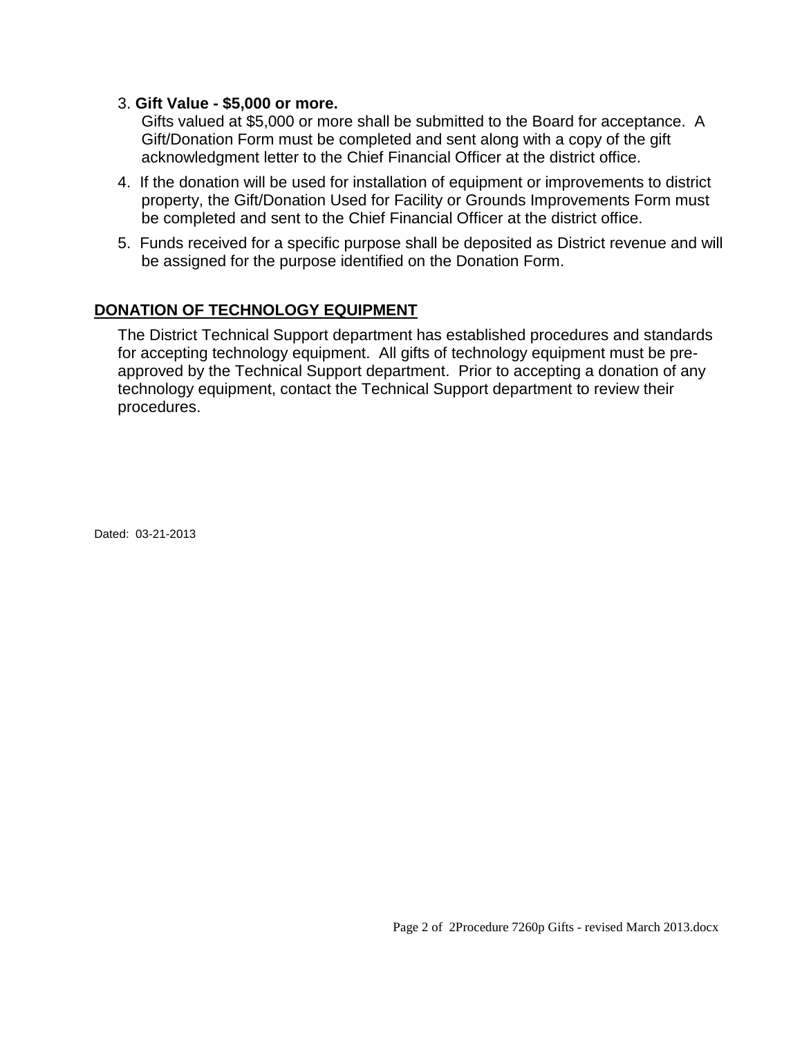3. **Gift Value - $5,000 or more.**
   Gifts valued at $5,000 or more shall be submitted to the Board for acceptance. A Gift/Donation Form must be completed and sent along with a copy of the gift acknowledgment letter to the Chief Financial Officer at the district office.

4. If the donation will be used for installation of equipment or improvements to district property, the Gift/Donation Used for Facility or Grounds Improvements Form must be completed and sent to the Chief Financial Officer at the district office.

5. Funds received for a specific purpose shall be deposited as District revenue and will be assigned for the purpose identified on the Donation Form.

## DONATION OF TECHNOLOGY EQUIPMENT

The District Technical Support department has established procedures and standards for accepting technology equipment. All gifts of technology equipment must be pre-approved by the Technical Support department. Prior to accepting a donation of any technology equipment, contact the Technical Support department to review their procedures.

Dated: 03-21-2013